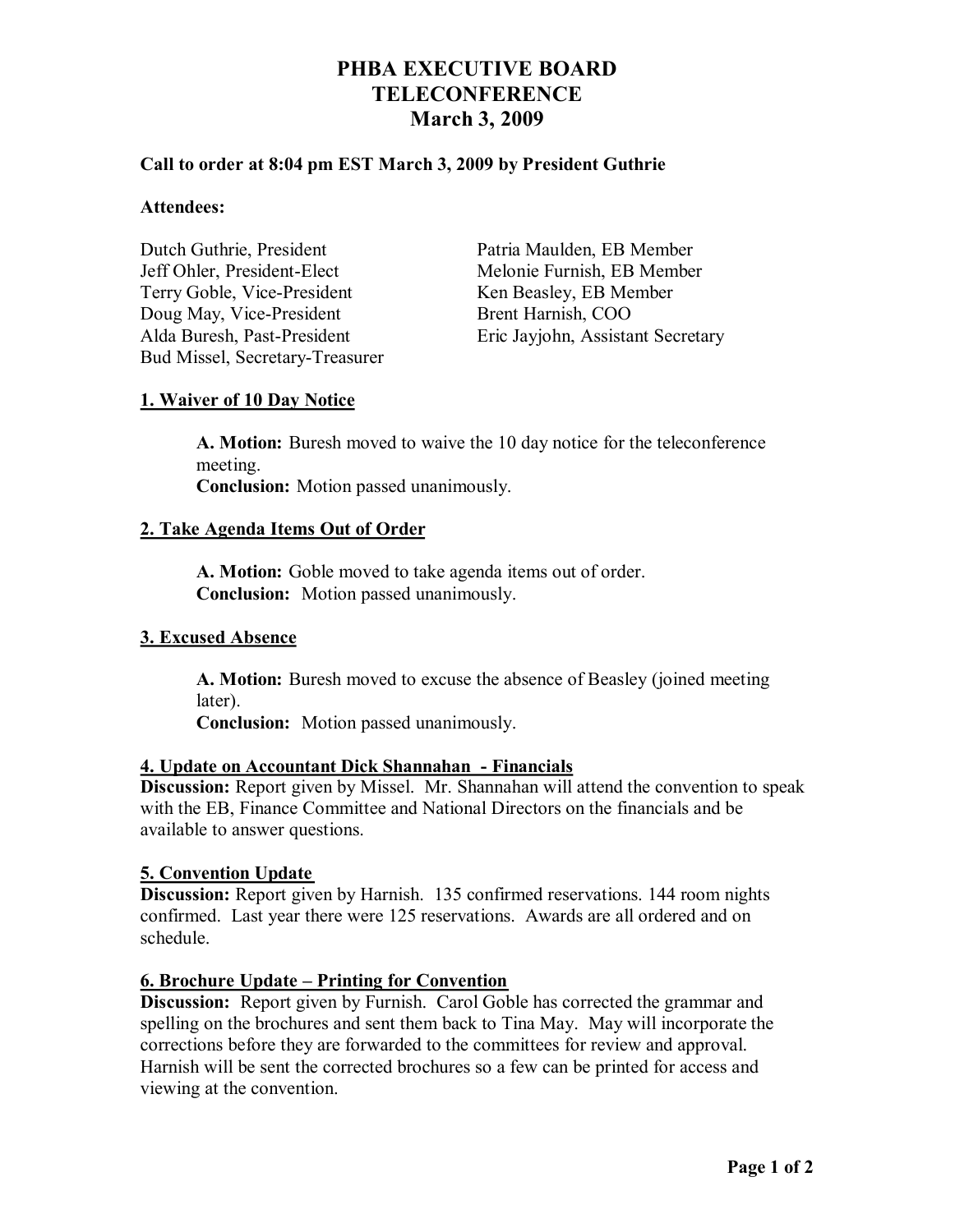# PHBA EXECUTIVE BOARD TELECONFERENCE March 3, 2009

**Call to order at 8:04 pm EST March 3, 2009 by President Guthrie**

**Attendees:**

Dutch Guthrie, President
Jeff Ohler, President-Elect
Terry Goble, Vice-President
Doug May, Vice-President
Alda Buresh, Past-President
Bud Missel, Secretary-Treasurer
Patria Maulden, EB Member
Melonie Furnish, EB Member
Ken Beasley, EB Member
Brent Harnish, COO
Eric Jayjohn, Assistant Secretary

## 1. Waiver of 10 Day Notice

**A. Motion:** Buresh moved to waive the 10 day notice for the teleconference meeting.
**Conclusion:** Motion passed unanimously.

## 2. Take Agenda Items Out of Order

**A. Motion:** Goble moved to take agenda items out of order.
**Conclusion:** Motion passed unanimously.

## 3. Excused Absence

**A. Motion:** Buresh moved to excuse the absence of Beasley (joined meeting later).
**Conclusion:** Motion passed unanimously.

## 4. Update on Accountant Dick Shannahan - Financials

**Discussion:** Report given by Missel. Mr. Shannahan will attend the convention to speak with the EB, Finance Committee and National Directors on the financials and be available to answer questions.

## 5. Convention Update

**Discussion:** Report given by Harnish. 135 confirmed reservations. 144 room nights confirmed. Last year there were 125 reservations. Awards are all ordered and on schedule.

## 6. Brochure Update – Printing for Convention

**Discussion:** Report given by Furnish. Carol Goble has corrected the grammar and spelling on the brochures and sent them back to Tina May. May will incorporate the corrections before they are forwarded to the committees for review and approval. Harnish will be sent the corrected brochures so a few can be printed for access and viewing at the convention.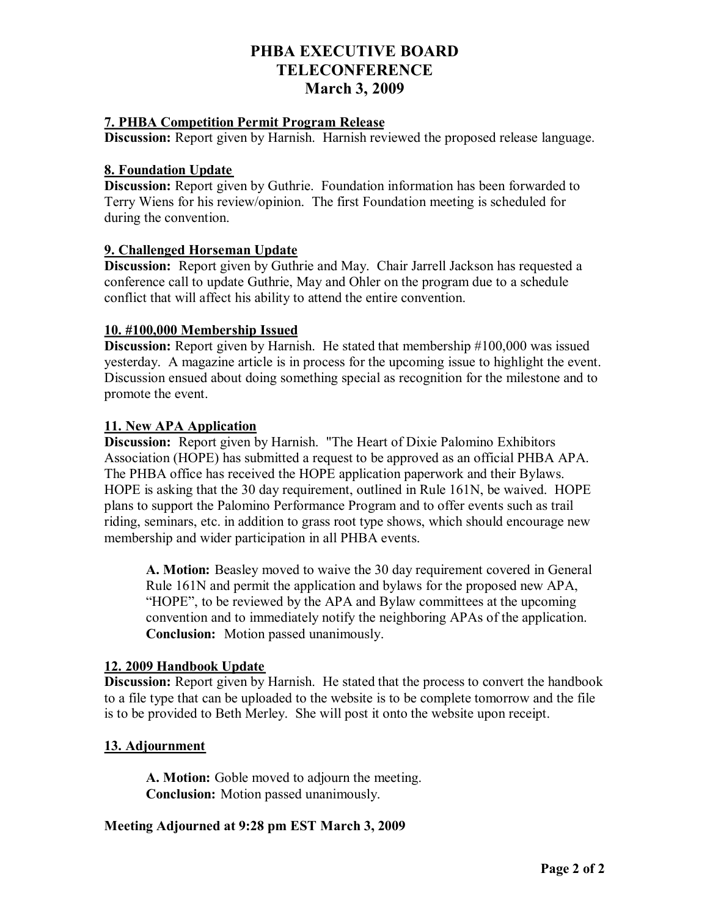# PHBA EXECUTIVE BOARD TELECONFERENCE March 3, 2009

**7. PHBA Competition Permit Program Release**

**Discussion:** Report given by Harnish. Harnish reviewed the proposed release language.

**8. Foundation Update**

**Discussion:** Report given by Guthrie. Foundation information has been forwarded to Terry Wiens for his review/opinion. The first Foundation meeting is scheduled for during the convention.

**9. Challenged Horseman Update**

**Discussion:** Report given by Guthrie and May. Chair Jarrell Jackson has requested a conference call to update Guthrie, May and Ohler on the program due to a schedule conflict that will affect his ability to attend the entire convention.

**10. #100,000 Membership Issued**

**Discussion:** Report given by Harnish. He stated that membership #100,000 was issued yesterday. A magazine article is in process for the upcoming issue to highlight the event. Discussion ensued about doing something special as recognition for the milestone and to promote the event.

**11. New APA Application**

**Discussion:** Report given by Harnish. "The Heart of Dixie Palomino Exhibitors Association (HOPE) has submitted a request to be approved as an official PHBA APA. The PHBA office has received the HOPE application paperwork and their Bylaws. HOPE is asking that the 30 day requirement, outlined in Rule 161N, be waived. HOPE plans to support the Palomino Performance Program and to offer events such as trail riding, seminars, etc. in addition to grass root type shows, which should encourage new membership and wider participation in all PHBA events.

> **A. Motion:** Beasley moved to waive the 30 day requirement covered in General Rule 161N and permit the application and bylaws for the proposed new APA, "HOPE", to be reviewed by the APA and Bylaw committees at the upcoming convention and to immediately notify the neighboring APAs of the application.
> **Conclusion:** Motion passed unanimously.

**12. 2009 Handbook Update**

**Discussion:** Report given by Harnish. He stated that the process to convert the handbook to a file type that can be uploaded to the website is to be complete tomorrow and the file is to be provided to Beth Merley. She will post it onto the website upon receipt.

**13. Adjournment**

> **A. Motion:** Goble moved to adjourn the meeting.
> **Conclusion:** Motion passed unanimously.

**Meeting Adjourned at 9:28 pm EST March 3, 2009**